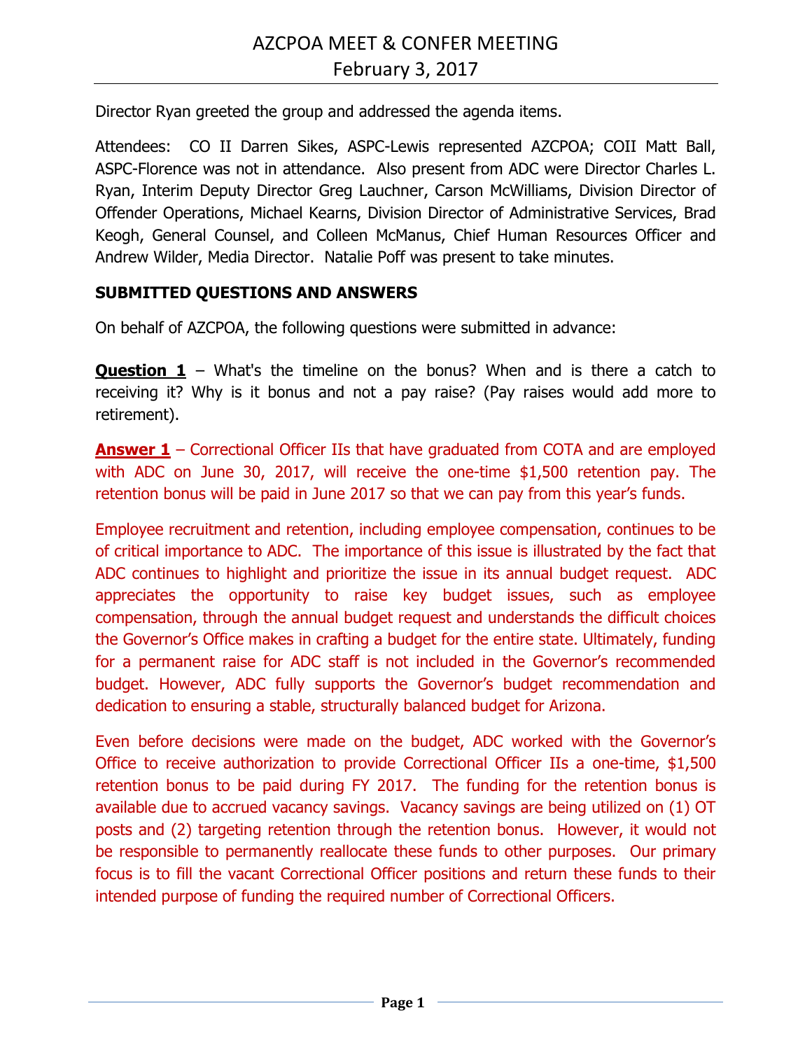# AZCPOA MEET & CONFER MEETING
## February 3, 2017

Director Ryan greeted the group and addressed the agenda items.

Attendees: CO II Darren Sikes, ASPC-Lewis represented AZCPOA; COII Matt Ball, ASPC-Florence was not in attendance. Also present from ADC were Director Charles L. Ryan, Interim Deputy Director Greg Lauchner, Carson McWilliams, Division Director of Offender Operations, Michael Kearns, Division Director of Administrative Services, Brad Keogh, General Counsel, and Colleen McManus, Chief Human Resources Officer and Andrew Wilder, Media Director. Natalie Poff was present to take minutes.

### SUBMITTED QUESTIONS AND ANSWERS

On behalf of AZCPOA, the following questions were submitted in advance:

**Question 1** – What's the timeline on the bonus? When and is there a catch to receiving it? Why is it bonus and not a pay raise? (Pay raises would add more to retirement).

**Answer 1** – Correctional Officer IIs that have graduated from COTA and are employed with ADC on June 30, 2017, will receive the one-time $1,500 retention pay. The retention bonus will be paid in June 2017 so that we can pay from this year's funds.

Employee recruitment and retention, including employee compensation, continues to be of critical importance to ADC. The importance of this issue is illustrated by the fact that ADC continues to highlight and prioritize the issue in its annual budget request. ADC appreciates the opportunity to raise key budget issues, such as employee compensation, through the annual budget request and understands the difficult choices the Governor's Office makes in crafting a budget for the entire state. Ultimately, funding for a permanent raise for ADC staff is not included in the Governor's recommended budget. However, ADC fully supports the Governor's budget recommendation and dedication to ensuring a stable, structurally balanced budget for Arizona.

Even before decisions were made on the budget, ADC worked with the Governor's Office to receive authorization to provide Correctional Officer IIs a one-time, $1,500 retention bonus to be paid during FY 2017. The funding for the retention bonus is available due to accrued vacancy savings. Vacancy savings are being utilized on (1) OT posts and (2) targeting retention through the retention bonus. However, it would not be responsible to permanently reallocate these funds to other purposes. Our primary focus is to fill the vacant Correctional Officer positions and return these funds to their intended purpose of funding the required number of Correctional Officers.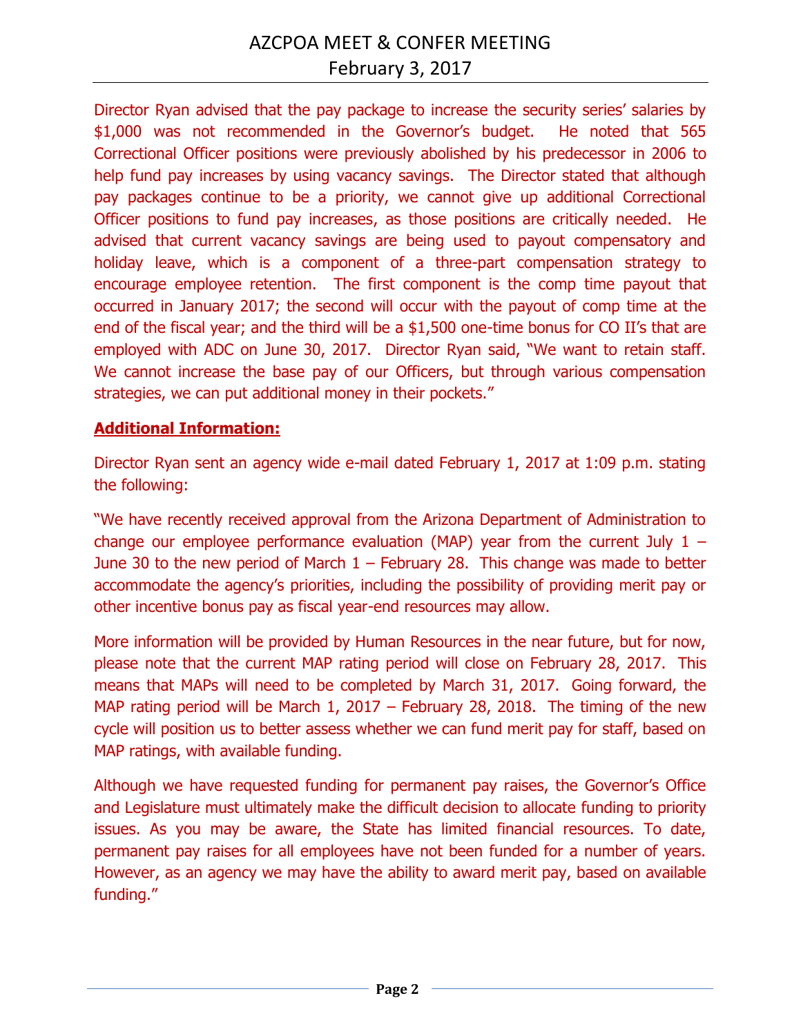Director Ryan advised that the pay package to increase the security series' salaries by $1,000 was not recommended in the Governor's budget. He noted that 565 Correctional Officer positions were previously abolished by his predecessor in 2006 to help fund pay increases by using vacancy savings. The Director stated that although pay packages continue to be a priority, we cannot give up additional Correctional Officer positions to fund pay increases, as those positions are critically needed. He advised that current vacancy savings are being used to payout compensatory and holiday leave, which is a component of a three-part compensation strategy to encourage employee retention. The first component is the comp time payout that occurred in January 2017; the second will occur with the payout of comp time at the end of the fiscal year; and the third will be a $1,500 one-time bonus for CO II's that are employed with ADC on June 30, 2017. Director Ryan said, "We want to retain staff. We cannot increase the base pay of our Officers, but through various compensation strategies, we can put additional money in their pockets."

**Additional Information:**

Director Ryan sent an agency wide e-mail dated February 1, 2017 at 1:09 p.m. stating the following:

"We have recently received approval from the Arizona Department of Administration to change our employee performance evaluation (MAP) year from the current July 1 – June 30 to the new period of March 1 – February 28. This change was made to better accommodate the agency's priorities, including the possibility of providing merit pay or other incentive bonus pay as fiscal year-end resources may allow.

More information will be provided by Human Resources in the near future, but for now, please note that the current MAP rating period will close on February 28, 2017. This means that MAPs will need to be completed by March 31, 2017. Going forward, the MAP rating period will be March 1, 2017 – February 28, 2018. The timing of the new cycle will position us to better assess whether we can fund merit pay for staff, based on MAP ratings, with available funding.

Although we have requested funding for permanent pay raises, the Governor's Office and Legislature must ultimately make the difficult decision to allocate funding to priority issues. As you may be aware, the State has limited financial resources. To date, permanent pay raises for all employees have not been funded for a number of years. However, as an agency we may have the ability to award merit pay, based on available funding."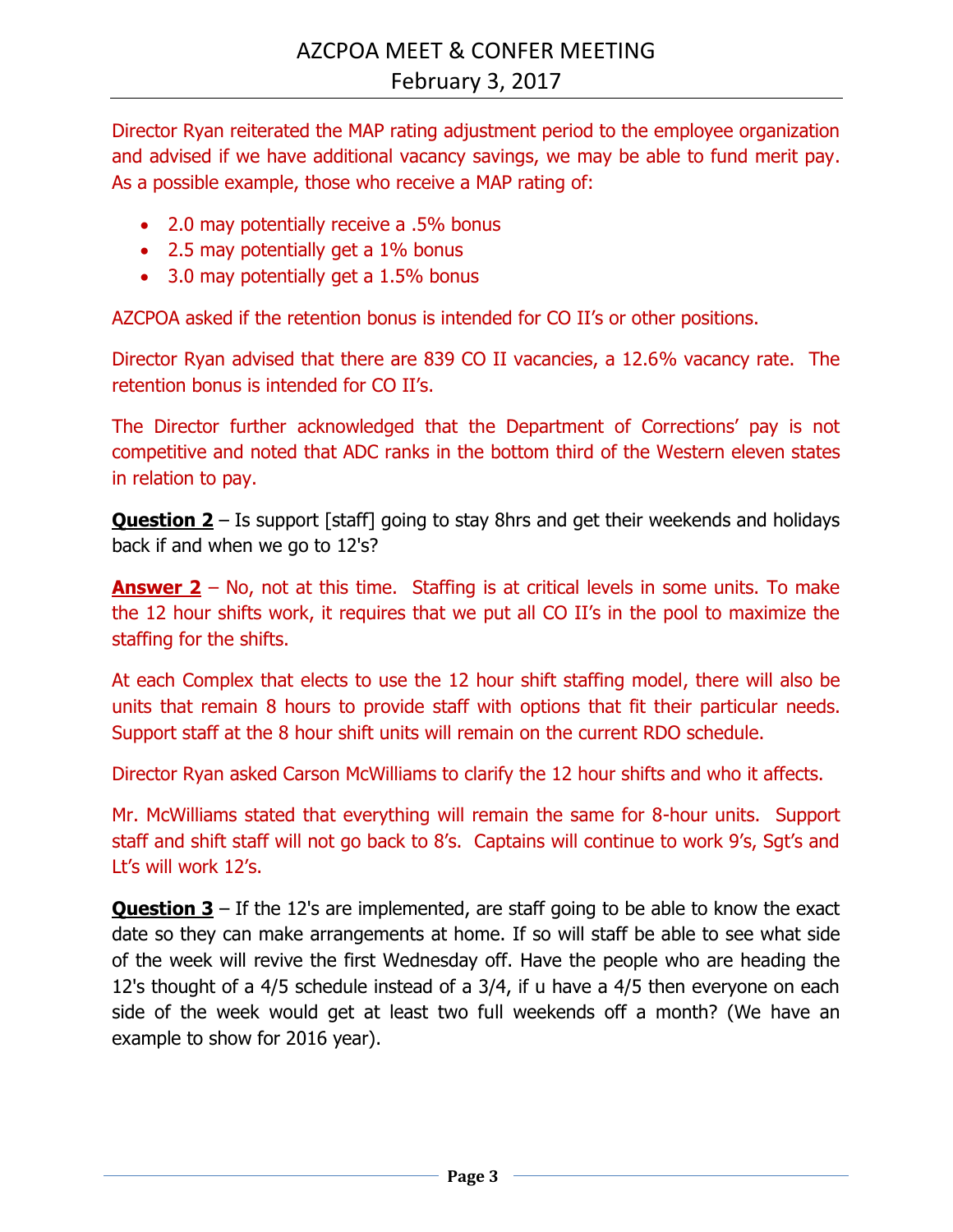Director Ryan reiterated the MAP rating adjustment period to the employee organization and advised if we have additional vacancy savings, we may be able to fund merit pay. As a possible example, those who receive a MAP rating of:

- 2.0 may potentially receive a .5% bonus
- 2.5 may potentially get a 1% bonus
- 3.0 may potentially get a 1.5% bonus

AZCPOA asked if the retention bonus is intended for CO II's or other positions.

Director Ryan advised that there are 839 CO II vacancies, a 12.6% vacancy rate. The retention bonus is intended for CO II's.

The Director further acknowledged that the Department of Corrections' pay is not competitive and noted that ADC ranks in the bottom third of the Western eleven states in relation to pay.

**Question 2** – Is support [staff] going to stay 8hrs and get their weekends and holidays back if and when we go to 12's?

**Answer 2** – No, not at this time. Staffing is at critical levels in some units. To make the 12 hour shifts work, it requires that we put all CO II's in the pool to maximize the staffing for the shifts.

At each Complex that elects to use the 12 hour shift staffing model, there will also be units that remain 8 hours to provide staff with options that fit their particular needs. Support staff at the 8 hour shift units will remain on the current RDO schedule.

Director Ryan asked Carson McWilliams to clarify the 12 hour shifts and who it affects.

Mr. McWilliams stated that everything will remain the same for 8-hour units. Support staff and shift staff will not go back to 8's. Captains will continue to work 9's, Sgt's and Lt's will work 12's.

**Question 3** – If the 12's are implemented, are staff going to be able to know the exact date so they can make arrangements at home. If so will staff be able to see what side of the week will revive the first Wednesday off. Have the people who are heading the 12's thought of a 4/5 schedule instead of a 3/4, if u have a 4/5 then everyone on each side of the week would get at least two full weekends off a month? (We have an example to show for 2016 year).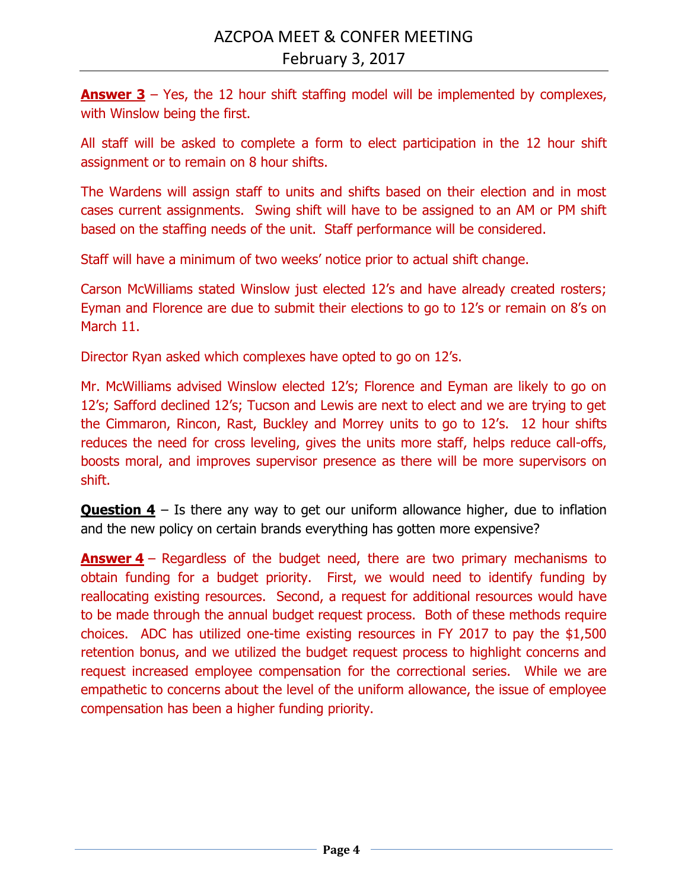**Answer 3** – Yes, the 12 hour shift staffing model will be implemented by complexes, with Winslow being the first.

All staff will be asked to complete a form to elect participation in the 12 hour shift assignment or to remain on 8 hour shifts.

The Wardens will assign staff to units and shifts based on their election and in most cases current assignments. Swing shift will have to be assigned to an AM or PM shift based on the staffing needs of the unit. Staff performance will be considered.

Staff will have a minimum of two weeks' notice prior to actual shift change.

Carson McWilliams stated Winslow just elected 12's and have already created rosters; Eyman and Florence are due to submit their elections to go to 12's or remain on 8's on March 11.

Director Ryan asked which complexes have opted to go on 12's.

Mr. McWilliams advised Winslow elected 12's; Florence and Eyman are likely to go on 12's; Safford declined 12's; Tucson and Lewis are next to elect and we are trying to get the Cimmaron, Rincon, Rast, Buckley and Morrey units to go to 12's. 12 hour shifts reduces the need for cross leveling, gives the units more staff, helps reduce call-offs, boosts moral, and improves supervisor presence as there will be more supervisors on shift.

**Question 4** – Is there any way to get our uniform allowance higher, due to inflation and the new policy on certain brands everything has gotten more expensive?

**Answer 4** – Regardless of the budget need, there are two primary mechanisms to obtain funding for a budget priority. First, we would need to identify funding by reallocating existing resources. Second, a request for additional resources would have to be made through the annual budget request process. Both of these methods require choices. ADC has utilized one-time existing resources in FY 2017 to pay the $1,500 retention bonus, and we utilized the budget request process to highlight concerns and request increased employee compensation for the correctional series. While we are empathetic to concerns about the level of the uniform allowance, the issue of employee compensation has been a higher funding priority.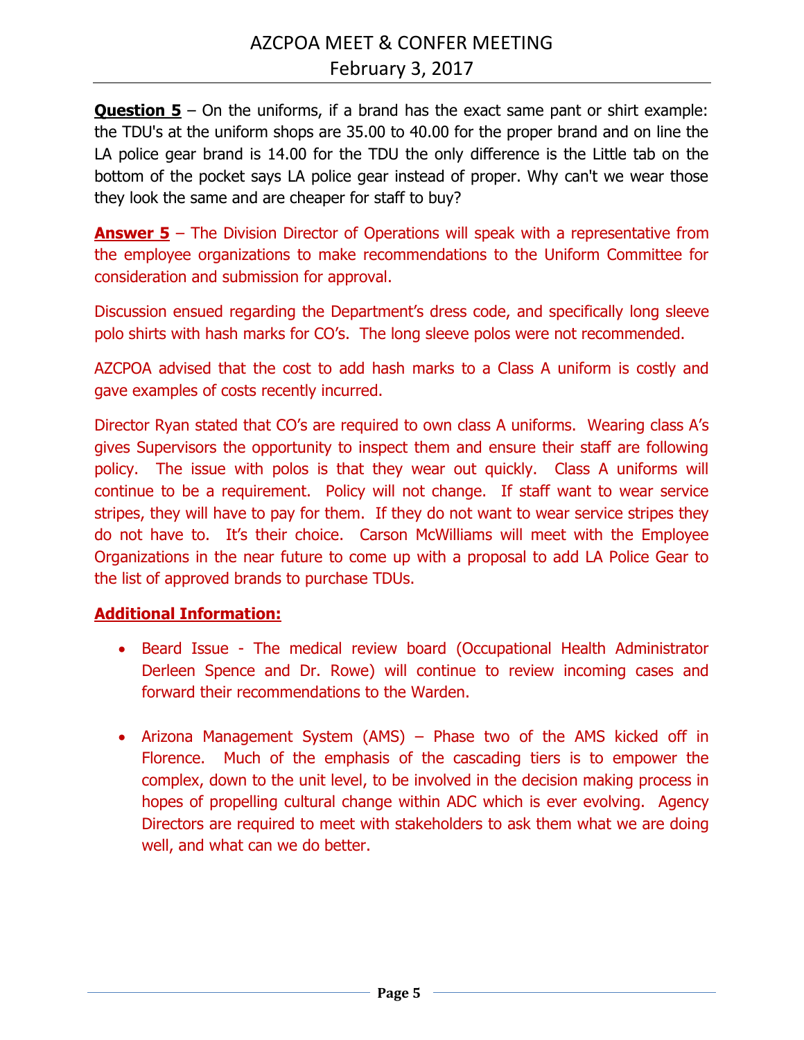**Question 5** – On the uniforms, if a brand has the exact same pant or shirt example: the TDU's at the uniform shops are 35.00 to 40.00 for the proper brand and on line the LA police gear brand is 14.00 for the TDU the only difference is the Little tab on the bottom of the pocket says LA police gear instead of proper. Why can't we wear those they look the same and are cheaper for staff to buy?

**Answer 5** – The Division Director of Operations will speak with a representative from the employee organizations to make recommendations to the Uniform Committee for consideration and submission for approval.

Discussion ensued regarding the Department's dress code, and specifically long sleeve polo shirts with hash marks for CO's. The long sleeve polos were not recommended.

AZCPOA advised that the cost to add hash marks to a Class A uniform is costly and gave examples of costs recently incurred.

Director Ryan stated that CO's are required to own class A uniforms. Wearing class A's gives Supervisors the opportunity to inspect them and ensure their staff are following policy. The issue with polos is that they wear out quickly. Class A uniforms will continue to be a requirement. Policy will not change. If staff want to wear service stripes, they will have to pay for them. If they do not want to wear service stripes they do not have to. It's their choice. Carson McWilliams will meet with the Employee Organizations in the near future to come up with a proposal to add LA Police Gear to the list of approved brands to purchase TDUs.

**Additional Information:**

- Beard Issue - The medical review board (Occupational Health Administrator Derleen Spence and Dr. Rowe) will continue to review incoming cases and forward their recommendations to the Warden.

- Arizona Management System (AMS) – Phase two of the AMS kicked off in Florence. Much of the emphasis of the cascading tiers is to empower the complex, down to the unit level, to be involved in the decision making process in hopes of propelling cultural change within ADC which is ever evolving. Agency Directors are required to meet with stakeholders to ask them what we are doing well, and what can we do better.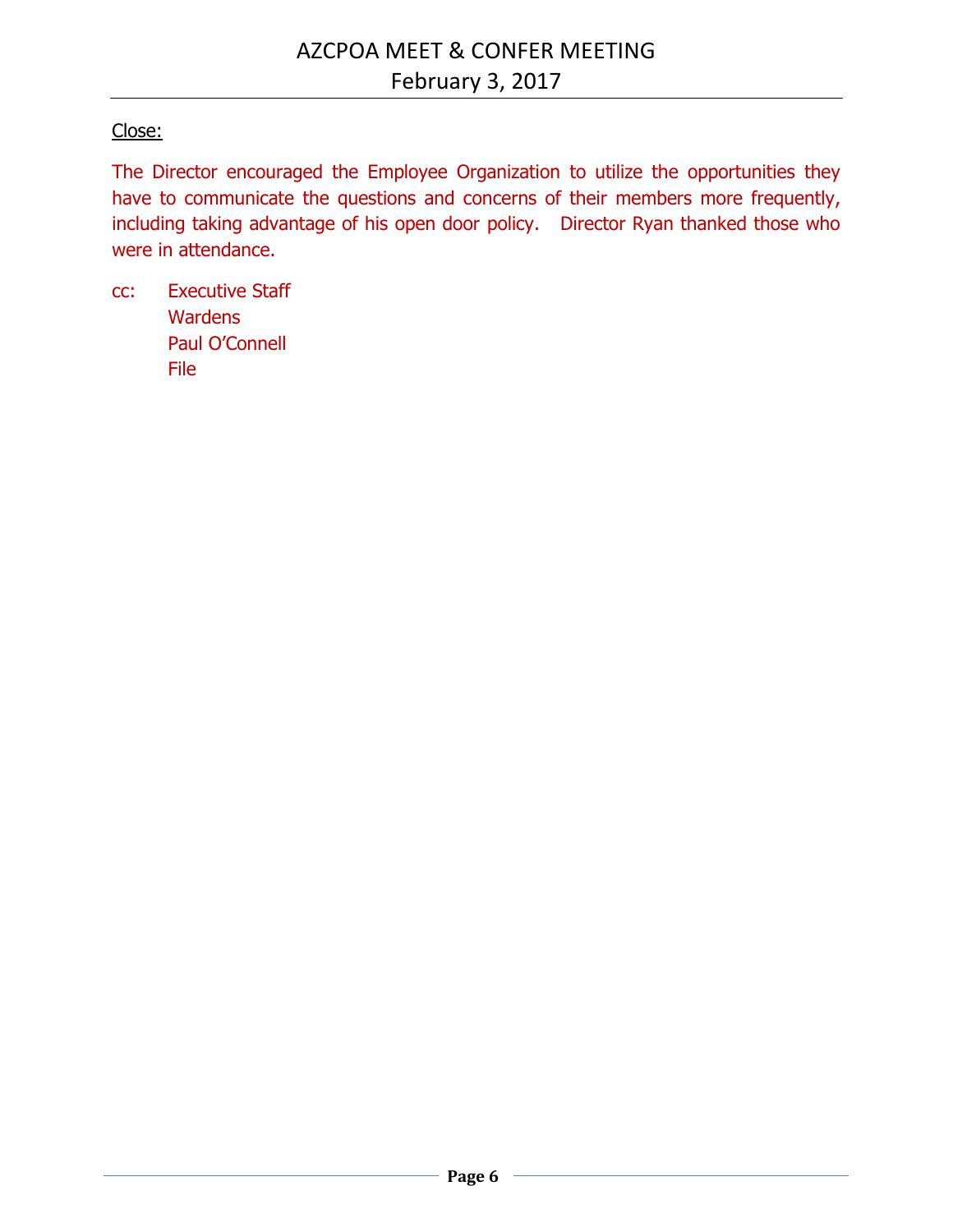Close:

The Director encouraged the Employee Organization to utilize the opportunities they have to communicate the questions and concerns of their members more frequently, including taking advantage of his open door policy. Director Ryan thanked those who were in attendance.

cc: Executive Staff
Wardens
Paul O'Connell
File